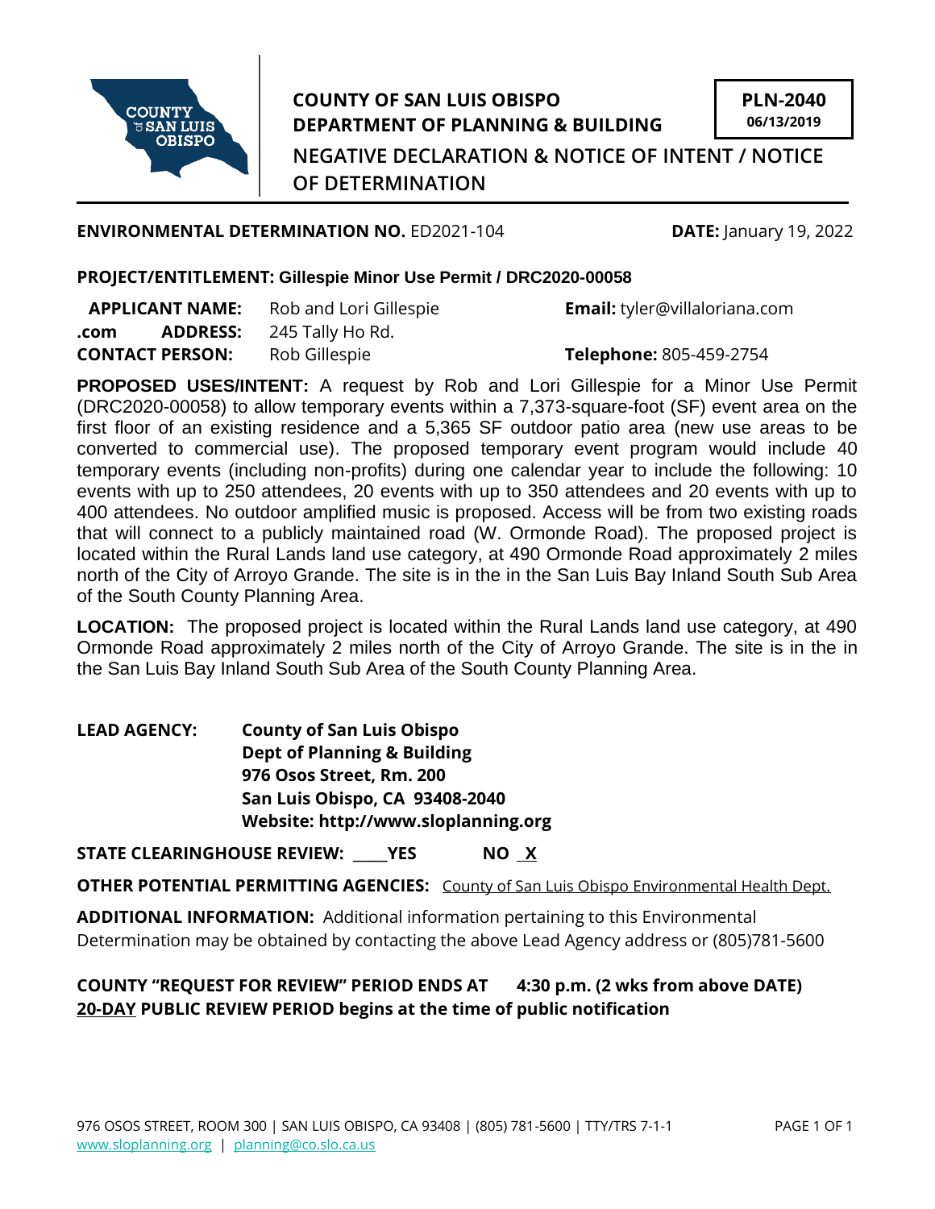**COUNTY OF SAN LUIS OBISPO**
**DEPARTMENT OF PLANNING & BUILDING**

**PLN-2040**
**06/13/2019**

# NEGATIVE DECLARATION & NOTICE OF INTENT / NOTICE OF DETERMINATION

**ENVIRONMENTAL DETERMINATION NO.** ED2021-104 **DATE:** January 19, 2022

**PROJECT/ENTITLEMENT: Gillespie Minor Use Permit / DRC2020-00058**

**APPLICANT NAME:** Rob and Lori Gillespie **Email:** tyler@villaloriana.com
**.com ADDRESS:** 245 Tally Ho Rd.
**CONTACT PERSON:** Rob Gillespie **Telephone:** 805-459-2754

**PROPOSED USES/INTENT:** A request by Rob and Lori Gillespie for a Minor Use Permit (DRC2020-00058) to allow temporary events within a 7,373-square-foot (SF) event area on the first floor of an existing residence and a 5,365 SF outdoor patio area (new use areas to be converted to commercial use). The proposed temporary event program would include 40 temporary events (including non-profits) during one calendar year to include the following: 10 events with up to 250 attendees, 20 events with up to 350 attendees and 20 events with up to 400 attendees. No outdoor amplified music is proposed. Access will be from two existing roads that will connect to a publicly maintained road (W. Ormonde Road). The proposed project is located within the Rural Lands land use category, at 490 Ormonde Road approximately 2 miles north of the City of Arroyo Grande. The site is in the in the San Luis Bay Inland South Sub Area of the South County Planning Area.

**LOCATION:** The proposed project is located within the Rural Lands land use category, at 490 Ormonde Road approximately 2 miles north of the City of Arroyo Grande. The site is in the in the San Luis Bay Inland South Sub Area of the South County Planning Area.

**LEAD AGENCY:** **County of San Luis Obispo**
**Dept of Planning & Building**
**976 Osos Street, Rm. 200**
**San Luis Obispo, CA 93408-2040**
**Website: http://www.sloplanning.org**

**STATE CLEARINGHOUSE REVIEW:** ____ **YES** **NO** X

**OTHER POTENTIAL PERMITTING AGENCIES:** County of San Luis Obispo Environmental Health Dept.

**ADDITIONAL INFORMATION:** Additional information pertaining to this Environmental Determination may be obtained by contacting the above Lead Agency address or (805)781-5600

**COUNTY "REQUEST FOR REVIEW" PERIOD ENDS AT 4:30 p.m. (2 wks from above DATE)**
**20-DAY PUBLIC REVIEW PERIOD begins at the time of public notification**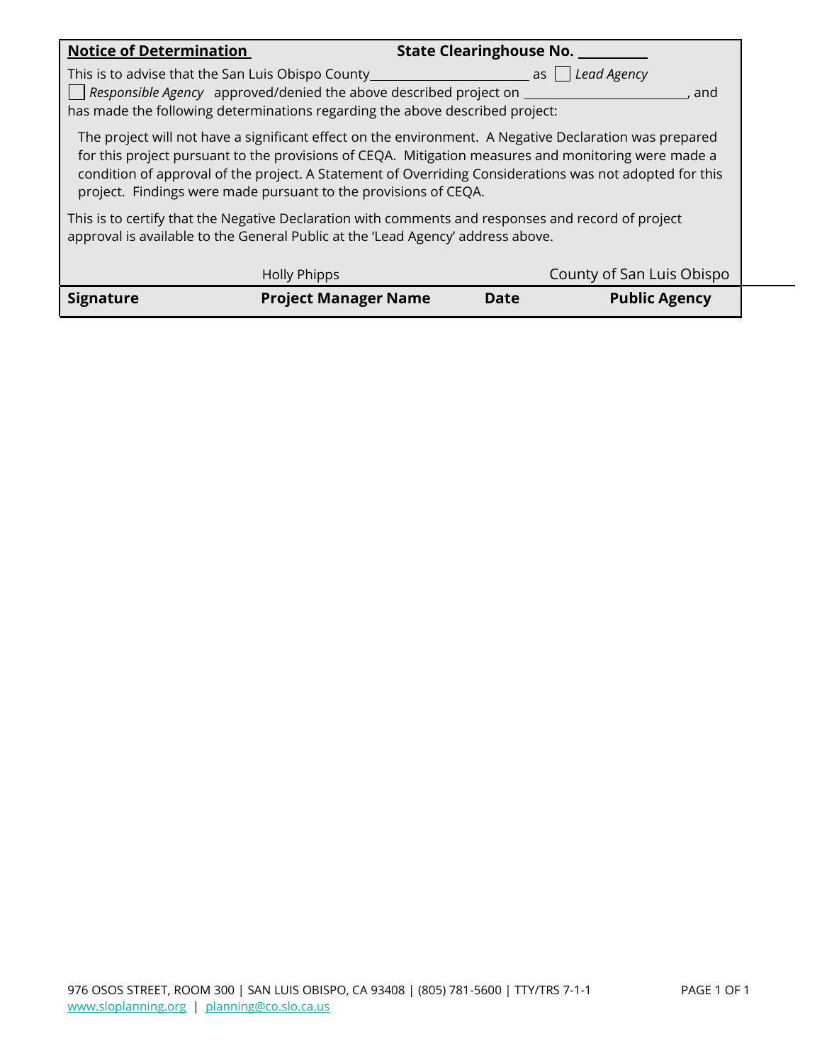**Notice of Determination** **State Clearinghouse No. \_\_\_\_\_\_\_\_\_\_**

This is to advise that the San Luis Obispo County\_\_\_\_\_\_\_\_\_\_\_\_\_\_\_\_\_\_\_\_\_\_\_\_ as ☐ *Lead Agency*
☐ *Responsible Agency* approved/denied the above described project on \_\_\_\_\_\_\_\_\_\_\_\_\_\_\_\_\_\_\_\_\_\_\_\_\_\_, and has made the following determinations regarding the above described project:

The project will not have a significant effect on the environment. A Negative Declaration was prepared for this project pursuant to the provisions of CEQA. Mitigation measures and monitoring were made a condition of approval of the project. A Statement of Overriding Considerations was not adopted for this project. Findings were made pursuant to the provisions of CEQA.

This is to certify that the Negative Declaration with comments and responses and record of project approval is available to the General Public at the 'Lead Agency' address above.

| | | | |
|---|---|---|---|
| | Holly Phipps | | County of San Luis Obispo |
| **Signature** | **Project Manager Name** | **Date** | **Public Agency** |

976 OSOS STREET, ROOM 300 | SAN LUIS OBISPO, CA 93408 | (805) 781-5600 | TTY/TRS 7-1-1
www.sloplanning.org | planning@co.slo.ca.us